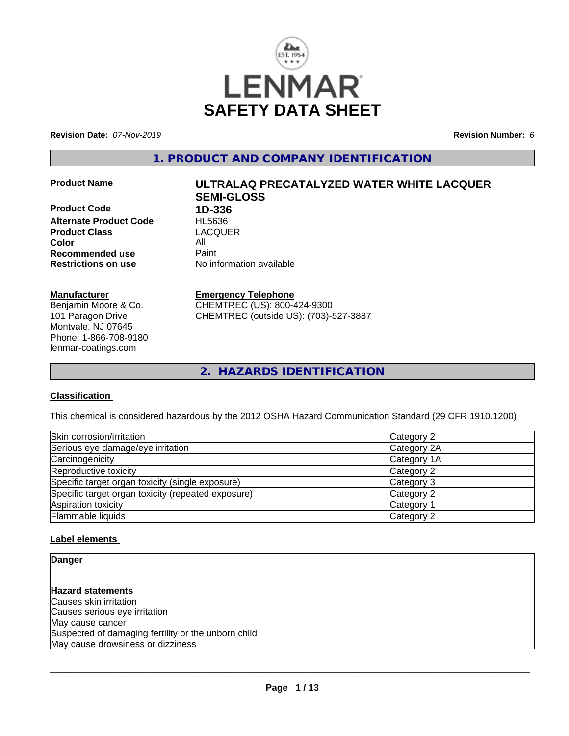# LENMAR SAFETY DATA SHEET

**Revision Date:** *07-Nov-2019*

**Revision Number:** *6*

## 1. PRODUCT AND COMPANY IDENTIFICATION

| | |
|---|---|
| **Product Name** | **ULTRALAQ PRECATALYZED WATER WHITE LACQUER SEMI-GLOSS** |
| **Product Code** | **1D-336** |
| **Alternate Product Code** | HL5636 |
| **Product Class** | LACQUER |
| **Color** | All |
| **Recommended use** | Paint |
| **Restrictions on use** | No information available |

**Manufacturer**
Benjamin Moore & Co.
101 Paragon Drive
Montvale, NJ 07645
Phone: 1-866-708-9180
lenmar-coatings.com

**Emergency Telephone**
CHEMTREC (US): 800-424-9300
CHEMTREC (outside US): (703)-527-3887

## 2. HAZARDS IDENTIFICATION

### Classification

This chemical is considered hazardous by the 2012 OSHA Hazard Communication Standard (29 CFR 1910.1200)

| | |
|---|---|
| Skin corrosion/irritation | Category 2 |
| Serious eye damage/eye irritation | Category 2A |
| Carcinogenicity | Category 1A |
| Reproductive toxicity | Category 2 |
| Specific target organ toxicity (single exposure) | Category 3 |
| Specific target organ toxicity (repeated exposure) | Category 2 |
| Aspiration toxicity | Category 1 |
| Flammable liquids | Category 2 |

### Label elements

**Danger**

**Hazard statements**
Causes skin irritation
Causes serious eye irritation
May cause cancer
Suspected of damaging fertility or the unborn child
May cause drowsiness or dizziness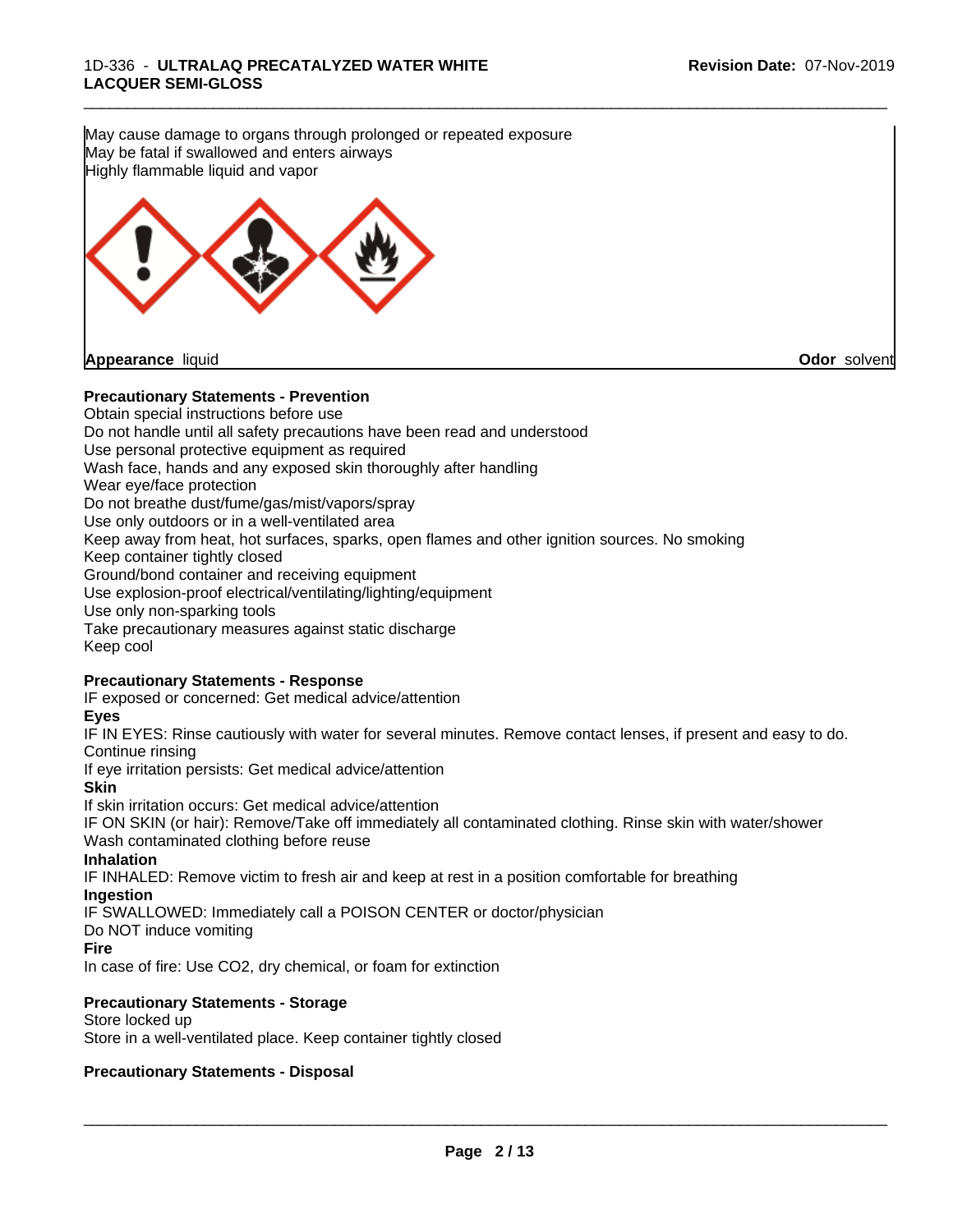May cause damage to organs through prolonged or repeated exposure
May be fatal if swallowed and enters airways
Highly flammable liquid and vapor

**Appearance** liquid **Odor** solvent

**Precautionary Statements - Prevention**

Obtain special instructions before use
Do not handle until all safety precautions have been read and understood
Use personal protective equipment as required
Wash face, hands and any exposed skin thoroughly after handling
Wear eye/face protection
Do not breathe dust/fume/gas/mist/vapors/spray
Use only outdoors or in a well-ventilated area
Keep away from heat, hot surfaces, sparks, open flames and other ignition sources. No smoking
Keep container tightly closed
Ground/bond container and receiving equipment
Use explosion-proof electrical/ventilating/lighting/equipment
Use only non-sparking tools
Take precautionary measures against static discharge
Keep cool

**Precautionary Statements - Response**

IF exposed or concerned: Get medical advice/attention

**Eyes**

IF IN EYES: Rinse cautiously with water for several minutes. Remove contact lenses, if present and easy to do. Continue rinsing
If eye irritation persists: Get medical advice/attention

**Skin**

If skin irritation occurs: Get medical advice/attention
IF ON SKIN (or hair): Remove/Take off immediately all contaminated clothing. Rinse skin with water/shower
Wash contaminated clothing before reuse

**Inhalation**

IF INHALED: Remove victim to fresh air and keep at rest in a position comfortable for breathing

**Ingestion**

IF SWALLOWED: Immediately call a POISON CENTER or doctor/physician
Do NOT induce vomiting

**Fire**

In case of fire: Use CO2, dry chemical, or foam for extinction

**Precautionary Statements - Storage**

Store locked up
Store in a well-ventilated place. Keep container tightly closed

**Precautionary Statements - Disposal**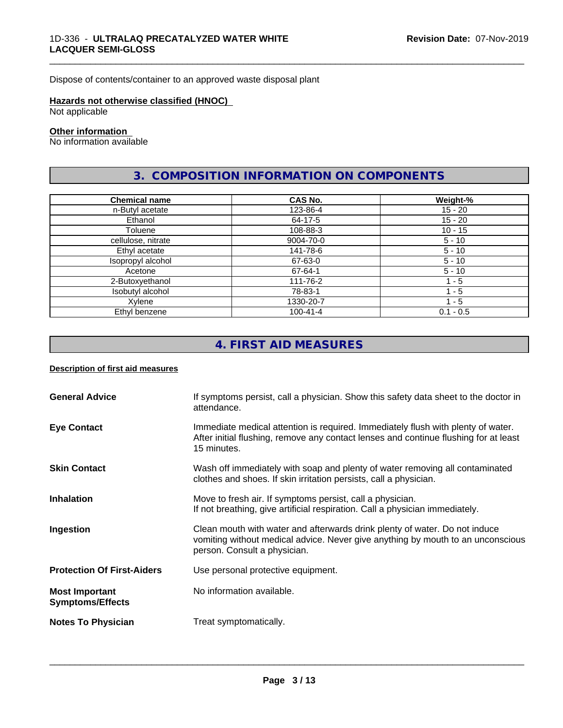Dispose of contents/container to an approved waste disposal plant

**Hazards not otherwise classified (HNOC)**
Not applicable

**Other information**
No information available

## 3. COMPOSITION INFORMATION ON COMPONENTS

| Chemical name | CAS No. | Weight-% |
|---|---|---|
| n-Butyl acetate | 123-86-4 | 15 - 20 |
| Ethanol | 64-17-5 | 15 - 20 |
| Toluene | 108-88-3 | 10 - 15 |
| cellulose, nitrate | 9004-70-0 | 5 - 10 |
| Ethyl acetate | 141-78-6 | 5 - 10 |
| Isopropyl alcohol | 67-63-0 | 5 - 10 |
| Acetone | 67-64-1 | 5 - 10 |
| 2-Butoxyethanol | 111-76-2 | 1 - 5 |
| Isobutyl alcohol | 78-83-1 | 1 - 5 |
| Xylene | 1330-20-7 | 1 - 5 |
| Ethyl benzene | 100-41-4 | 0.1 - 0.5 |

## 4. FIRST AID MEASURES

**Description of first aid measures**

**General Advice**
If symptoms persist, call a physician. Show this safety data sheet to the doctor in attendance.

**Eye Contact**
Immediate medical attention is required. Immediately flush with plenty of water. After initial flushing, remove any contact lenses and continue flushing for at least 15 minutes.

**Skin Contact**
Wash off immediately with soap and plenty of water removing all contaminated clothes and shoes. If skin irritation persists, call a physician.

**Inhalation**
Move to fresh air. If symptoms persist, call a physician.
If not breathing, give artificial respiration. Call a physician immediately.

**Ingestion**
Clean mouth with water and afterwards drink plenty of water. Do not induce vomiting without medical advice. Never give anything by mouth to an unconscious person. Consult a physician.

**Protection Of First-Aiders**
Use personal protective equipment.

**Most Important Symptoms/Effects**
No information available.

**Notes To Physician**
Treat symptomatically.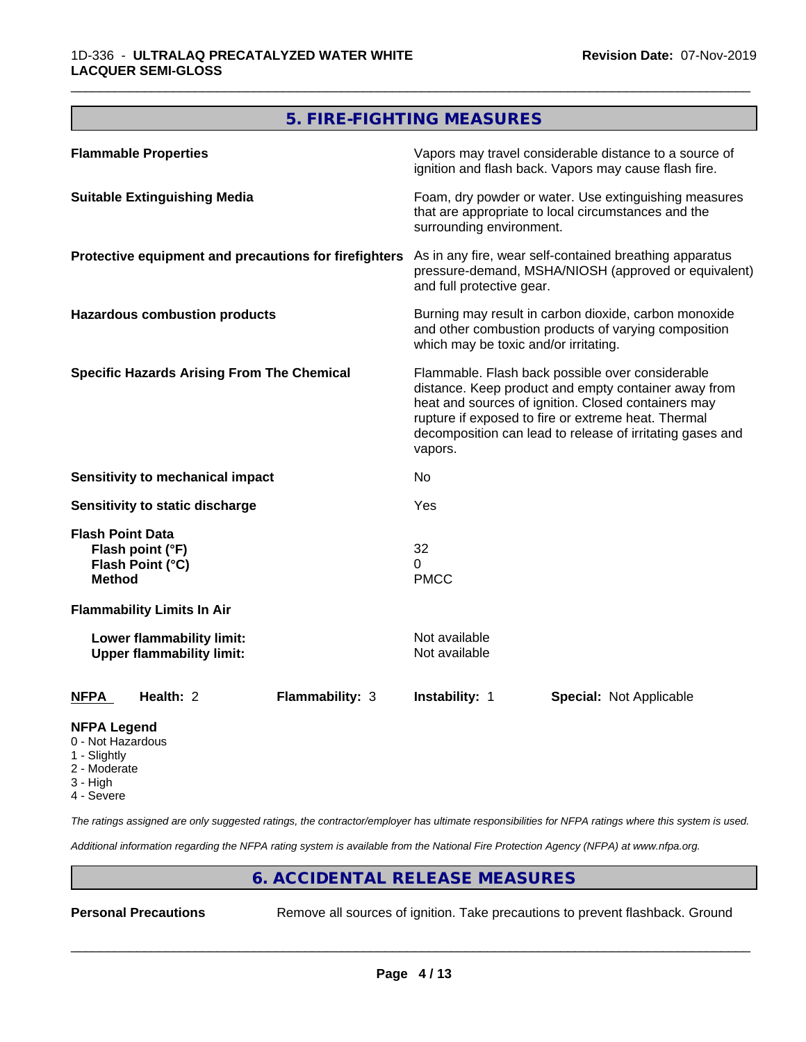## 5. FIRE-FIGHTING MEASURES

| | |
|---|---|
| **Flammable Properties** | Vapors may travel considerable distance to a source of ignition and flash back. Vapors may cause flash fire. |
| **Suitable Extinguishing Media** | Foam, dry powder or water. Use extinguishing measures that are appropriate to local circumstances and the surrounding environment. |
| **Protective equipment and precautions for firefighters** | As in any fire, wear self-contained breathing apparatus pressure-demand, MSHA/NIOSH (approved or equivalent) and full protective gear. |
| **Hazardous combustion products** | Burning may result in carbon dioxide, carbon monoxide and other combustion products of varying composition which may be toxic and/or irritating. |
| **Specific Hazards Arising From The Chemical** | Flammable. Flash back possible over considerable distance. Keep product and empty container away from heat and sources of ignition. Closed containers may rupture if exposed to fire or extreme heat. Thermal decomposition can lead to release of irritating gases and vapors. |
| **Sensitivity to mechanical impact** | No |
| **Sensitivity to static discharge** | Yes |

**Flash Point Data**

| | |
|---|---|
| **Flash point (°F)** | 32 |
| **Flash Point (°C)** | 0 |
| **Method** | PMCC |

**Flammability Limits In Air**

| | |
|---|---|
| **Lower flammability limit:** | Not available |
| **Upper flammability limit:** | Not available |

| NFPA | Health: 2 | Flammability: 3 | Instability: 1 | Special: Not Applicable |
|---|---|---|---|---|

**NFPA Legend**
- 0 - Not Hazardous
- 1 - Slightly
- 2 - Moderate
- 3 - High
- 4 - Severe

*The ratings assigned are only suggested ratings, the contractor/employer has ultimate responsibilities for NFPA ratings where this system is used.*

*Additional information regarding the NFPA rating system is available from the National Fire Protection Agency (NFPA) at www.nfpa.org.*

## 6. ACCIDENTAL RELEASE MEASURES

**Personal Precautions** Remove all sources of ignition. Take precautions to prevent flashback. Ground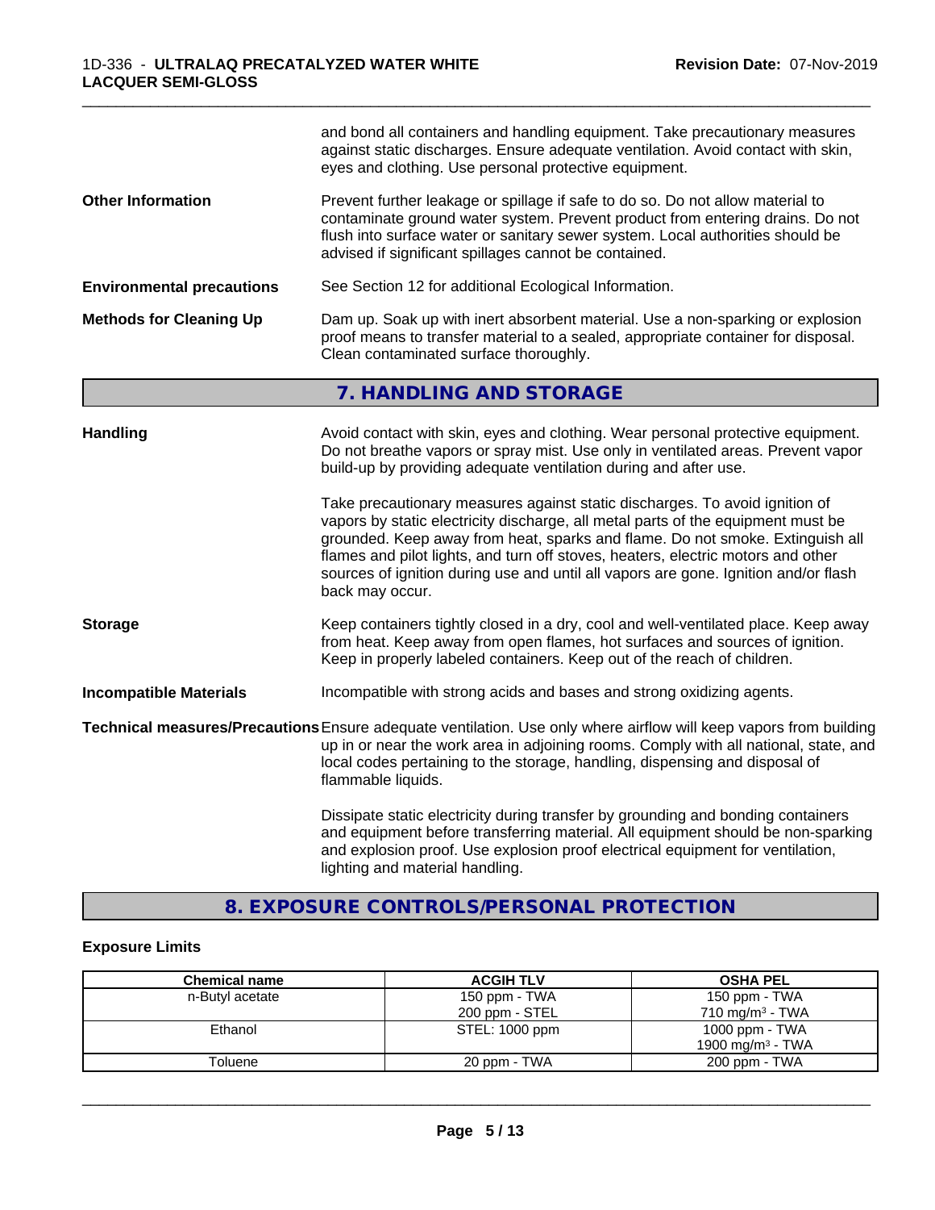and bond all containers and handling equipment. Take precautionary measures against static discharges. Ensure adequate ventilation. Avoid contact with skin, eyes and clothing. Use personal protective equipment.

**Other Information**
Prevent further leakage or spillage if safe to do so. Do not allow material to contaminate ground water system. Prevent product from entering drains. Do not flush into surface water or sanitary sewer system. Local authorities should be advised if significant spillages cannot be contained.

**Environmental precautions**
See Section 12 for additional Ecological Information.

**Methods for Cleaning Up**
Dam up. Soak up with inert absorbent material. Use a non-sparking or explosion proof means to transfer material to a sealed, appropriate container for disposal. Clean contaminated surface thoroughly.

## 7. HANDLING AND STORAGE

**Handling**
Avoid contact with skin, eyes and clothing. Wear personal protective equipment. Do not breathe vapors or spray mist. Use only in ventilated areas. Prevent vapor build-up by providing adequate ventilation during and after use.

Take precautionary measures against static discharges. To avoid ignition of vapors by static electricity discharge, all metal parts of the equipment must be grounded. Keep away from heat, sparks and flame. Do not smoke. Extinguish all flames and pilot lights, and turn off stoves, heaters, electric motors and other sources of ignition during use and until all vapors are gone. Ignition and/or flash back may occur.

**Storage**
Keep containers tightly closed in a dry, cool and well-ventilated place. Keep away from heat. Keep away from open flames, hot surfaces and sources of ignition. Keep in properly labeled containers. Keep out of the reach of children.

**Incompatible Materials**
Incompatible with strong acids and bases and strong oxidizing agents.

**Technical measures/Precautions**
Ensure adequate ventilation. Use only where airflow will keep vapors from building up in or near the work area in adjoining rooms. Comply with all national, state, and local codes pertaining to the storage, handling, dispensing and disposal of flammable liquids.

Dissipate static electricity during transfer by grounding and bonding containers and equipment before transferring material. All equipment should be non-sparking and explosion proof. Use explosion proof electrical equipment for ventilation, lighting and material handling.

## 8. EXPOSURE CONTROLS/PERSONAL PROTECTION

### Exposure Limits

| Chemical name | ACGIH TLV | OSHA PEL |
|---|---|---|
| n-Butyl acetate | 150 ppm - TWA<br>200 ppm - STEL | 150 ppm - TWA<br>710 mg/m$^3$ - TWA |
| Ethanol | STEL: 1000 ppm | 1000 ppm - TWA<br>1900 mg/m$^3$ - TWA |
| Toluene | 20 ppm - TWA | 200 ppm - TWA |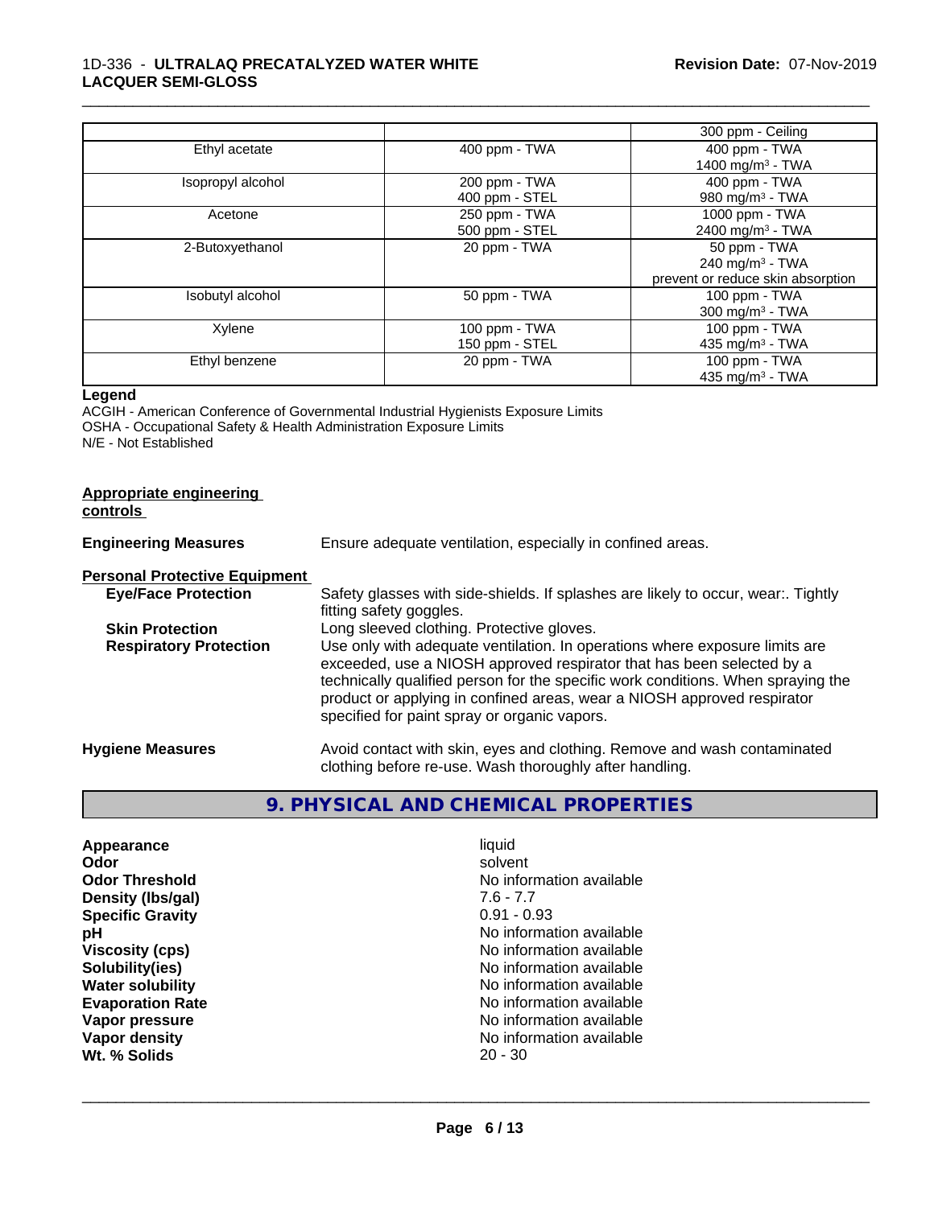| | | |
|---|---|---|
| | | 300 ppm - Ceiling |
| Ethyl acetate | 400 ppm - TWA | 400 ppm - TWA<br>1400 mg/m$^3$ - TWA |
| Isopropyl alcohol | 200 ppm - TWA<br>400 ppm - STEL | 400 ppm - TWA<br>980 mg/m$^3$ - TWA |
| Acetone | 250 ppm - TWA<br>500 ppm - STEL | 1000 ppm - TWA<br>2400 mg/m$^3$ - TWA |
| 2-Butoxyethanol | 20 ppm - TWA | 50 ppm - TWA<br>240 mg/m$^3$ - TWA<br>prevent or reduce skin absorption |
| Isobutyl alcohol | 50 ppm - TWA | 100 ppm - TWA<br>300 mg/m$^3$ - TWA |
| Xylene | 100 ppm - TWA<br>150 ppm - STEL | 100 ppm - TWA<br>435 mg/m$^3$ - TWA |
| Ethyl benzene | 20 ppm - TWA | 100 ppm - TWA<br>435 mg/m$^3$ - TWA |

**Legend**

ACGIH - American Conference of Governmental Industrial Hygienists Exposure Limits
OSHA - Occupational Safety & Health Administration Exposure Limits
N/E - Not Established

**Appropriate engineering controls**

**Engineering Measures** Ensure adequate ventilation, especially in confined areas.

**Personal Protective Equipment**

**Eye/Face Protection** Safety glasses with side-shields. If splashes are likely to occur, wear:. Tightly fitting safety goggles.

**Skin Protection** Long sleeved clothing. Protective gloves.

**Respiratory Protection** Use only with adequate ventilation. In operations where exposure limits are exceeded, use a NIOSH approved respirator that has been selected by a technically qualified person for the specific work conditions. When spraying the product or applying in confined areas, wear a NIOSH approved respirator specified for paint spray or organic vapors.

**Hygiene Measures** Avoid contact with skin, eyes and clothing. Remove and wash contaminated clothing before re-use. Wash thoroughly after handling.

## 9. PHYSICAL AND CHEMICAL PROPERTIES

| | |
|---|---|
| **Appearance** | liquid |
| **Odor** | solvent |
| **Odor Threshold** | No information available |
| **Density (lbs/gal)** | 7.6 - 7.7 |
| **Specific Gravity** | 0.91 - 0.93 |
| **pH** | No information available |
| **Viscosity (cps)** | No information available |
| **Solubility(ies)** | No information available |
| **Water solubility** | No information available |
| **Evaporation Rate** | No information available |
| **Vapor pressure** | No information available |
| **Vapor density** | No information available |
| **Wt. % Solids** | 20 - 30 |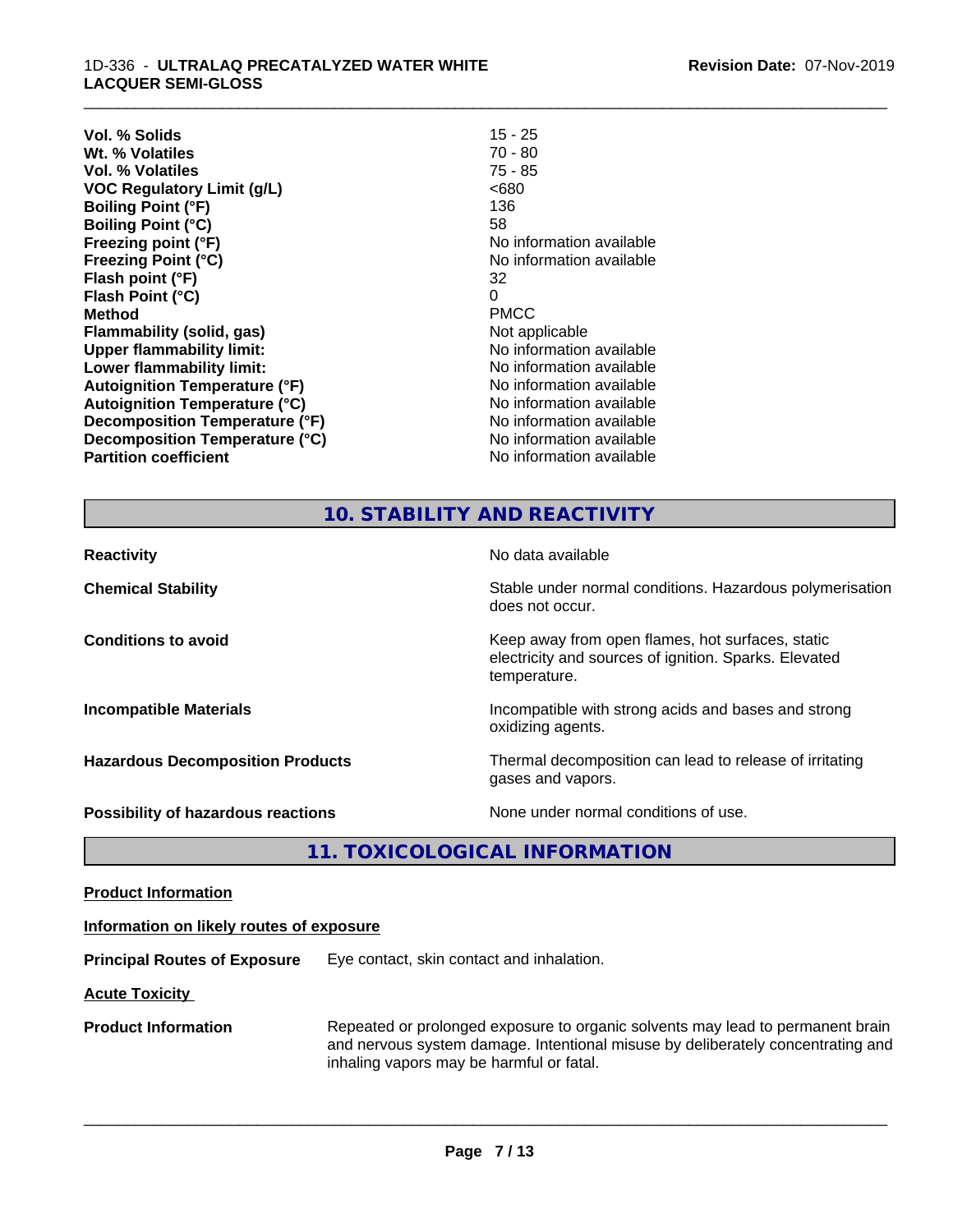| | |
|---|---|
| **Vol. % Solids** | 15 - 25 |
| **Wt. % Volatiles** | 70 - 80 |
| **Vol. % Volatiles** | 75 - 85 |
| **VOC Regulatory Limit (g/L)** | <680 |
| **Boiling Point (°F)** | 136 |
| **Boiling Point (°C)** | 58 |
| **Freezing point (°F)** | No information available |
| **Freezing Point (°C)** | No information available |
| **Flash point (°F)** | 32 |
| **Flash Point (°C)** | 0 |
| **Method** | PMCC |
| **Flammability (solid, gas)** | Not applicable |
| **Upper flammability limit:** | No information available |
| **Lower flammability limit:** | No information available |
| **Autoignition Temperature (°F)** | No information available |
| **Autoignition Temperature (°C)** | No information available |
| **Decomposition Temperature (°F)** | No information available |
| **Decomposition Temperature (°C)** | No information available |
| **Partition coefficient** | No information available |

## 10. STABILITY AND REACTIVITY

| | |
|---|---|
| **Reactivity** | No data available |
| **Chemical Stability** | Stable under normal conditions. Hazardous polymerisation does not occur. |
| **Conditions to avoid** | Keep away from open flames, hot surfaces, static electricity and sources of ignition. Sparks. Elevated temperature. |
| **Incompatible Materials** | Incompatible with strong acids and bases and strong oxidizing agents. |
| **Hazardous Decomposition Products** | Thermal decomposition can lead to release of irritating gases and vapors. |
| **Possibility of hazardous reactions** | None under normal conditions of use. |

## 11. TOXICOLOGICAL INFORMATION

**Product Information**

**Information on likely routes of exposure**

**Principal Routes of Exposure** Eye contact, skin contact and inhalation.

**Acute Toxicity**

**Product Information** Repeated or prolonged exposure to organic solvents may lead to permanent brain and nervous system damage. Intentional misuse by deliberately concentrating and inhaling vapors may be harmful or fatal.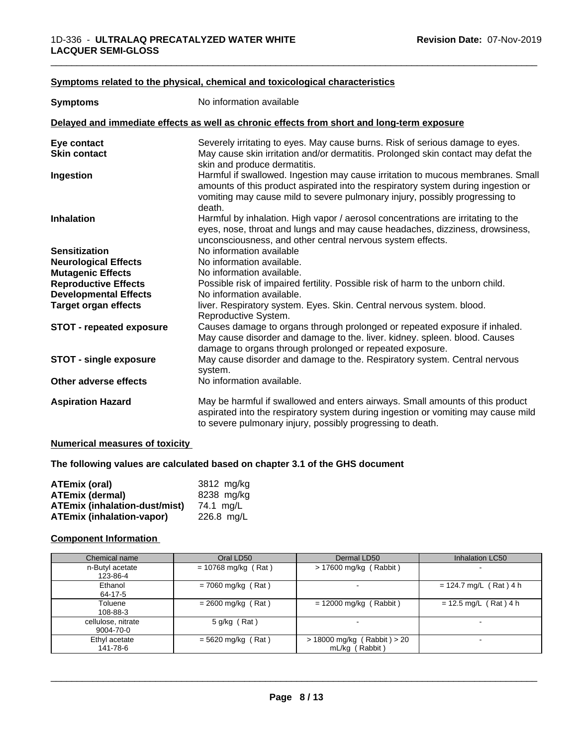**Symptoms related to the physical, chemical and toxicological characteristics**

| | |
|---|---|
| **Symptoms** | No information available |

**Delayed and immediate effects as well as chronic effects from short and long-term exposure**

| | |
|---|---|
| **Eye contact** | Severely irritating to eyes. May cause burns. Risk of serious damage to eyes. |
| **Skin contact** | May cause skin irritation and/or dermatitis. Prolonged skin contact may defat the skin and produce dermatitis. |
| **Ingestion** | Harmful if swallowed. Ingestion may cause irritation to mucous membranes. Small amounts of this product aspirated into the respiratory system during ingestion or vomiting may cause mild to severe pulmonary injury, possibly progressing to death. |
| **Inhalation** | Harmful by inhalation. High vapor / aerosol concentrations are irritating to the eyes, nose, throat and lungs and may cause headaches, dizziness, drowsiness, unconsciousness, and other central nervous system effects. |
| **Sensitization** | No information available |
| **Neurological Effects** | No information available. |
| **Mutagenic Effects** | No information available. |
| **Reproductive Effects** | Possible risk of impaired fertility. Possible risk of harm to the unborn child. |
| **Developmental Effects** | No information available. |
| **Target organ effects** | liver. Respiratory system. Eyes. Skin. Central nervous system. blood. Reproductive System. |
| **STOT - repeated exposure** | Causes damage to organs through prolonged or repeated exposure if inhaled. May cause disorder and damage to the. liver. kidney. spleen. blood. Causes damage to organs through prolonged or repeated exposure. |
| **STOT - single exposure** | May cause disorder and damage to the. Respiratory system. Central nervous system. |
| **Other adverse effects** | No information available. |
| **Aspiration Hazard** | May be harmful if swallowed and enters airways. Small amounts of this product aspirated into the respiratory system during ingestion or vomiting may cause mild to severe pulmonary injury, possibly progressing to death. |

**Numerical measures of toxicity**

**The following values are calculated based on chapter 3.1 of the GHS document**

| | |
|---|---|
| **ATEmix (oral)** | 3812 mg/kg |
| **ATEmix (dermal)** | 8238 mg/kg |
| **ATEmix (inhalation-dust/mist)** | 74.1 mg/L |
| **ATEmix (inhalation-vapor)** | 226.8 mg/L |

**Component Information**

| Chemical name | Oral LD50 | Dermal LD50 | Inhalation LC50 |
|---|---|---|---|
| n-Butyl acetate<br>123-86-4 | = 10768 mg/kg ( Rat ) | > 17600 mg/kg ( Rabbit ) | - |
| Ethanol<br>64-17-5 | = 7060 mg/kg ( Rat ) | - | = 124.7 mg/L ( Rat ) 4 h |
| Toluene<br>108-88-3 | = 2600 mg/kg ( Rat ) | = 12000 mg/kg ( Rabbit ) | = 12.5 mg/L ( Rat ) 4 h |
| cellulose, nitrate<br>9004-70-0 | 5 g/kg ( Rat ) | - | - |
| Ethyl acetate<br>141-78-6 | = 5620 mg/kg ( Rat ) | > 18000 mg/kg ( Rabbit ) > 20 mL/kg ( Rabbit ) | - |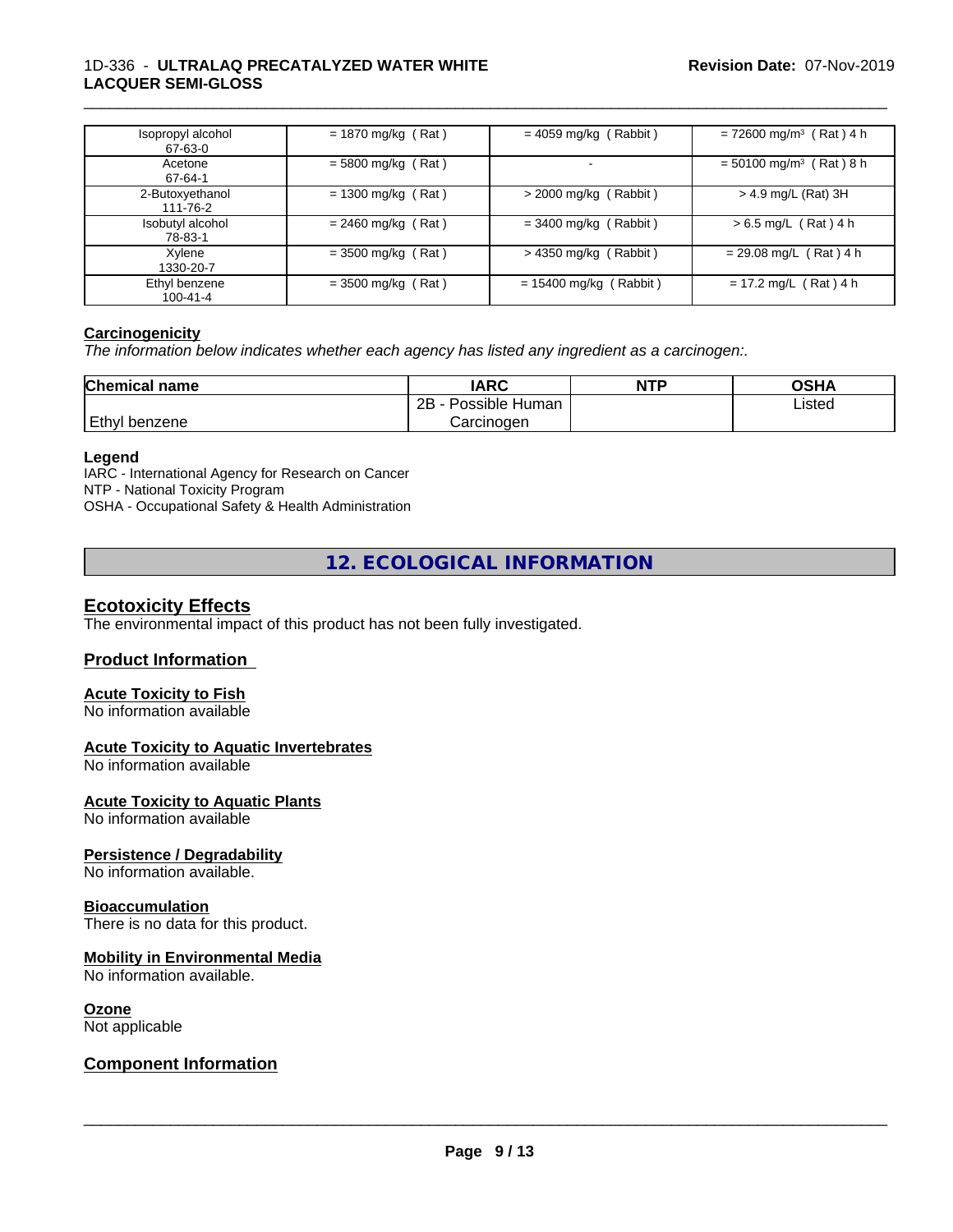| | | | |
|---|---|---|---|
| Isopropyl alcohol 67-63-0 | = 1870 mg/kg ( Rat ) | = 4059 mg/kg ( Rabbit ) | = 72600 mg/m³ ( Rat ) 4 h |
| Acetone 67-64-1 | = 5800 mg/kg ( Rat ) | - | = 50100 mg/m³ ( Rat ) 8 h |
| 2-Butoxyethanol 111-76-2 | = 1300 mg/kg ( Rat ) | > 2000 mg/kg ( Rabbit ) | > 4.9 mg/L (Rat) 3H |
| Isobutyl alcohol 78-83-1 | = 2460 mg/kg ( Rat ) | = 3400 mg/kg ( Rabbit ) | > 6.5 mg/L ( Rat ) 4 h |
| Xylene 1330-20-7 | = 3500 mg/kg ( Rat ) | > 4350 mg/kg ( Rabbit ) | = 29.08 mg/L ( Rat ) 4 h |
| Ethyl benzene 100-41-4 | = 3500 mg/kg ( Rat ) | = 15400 mg/kg ( Rabbit ) | = 17.2 mg/L ( Rat ) 4 h |

**Carcinogenicity**

*The information below indicates whether each agency has listed any ingredient as a carcinogen:.*

| Chemical name | IARC | NTP | OSHA |
|---|---|---|---|
| Ethyl benzene | 2B - Possible Human Carcinogen | | Listed |

**Legend**

IARC - International Agency for Research on Cancer
NTP - National Toxicity Program
OSHA - Occupational Safety & Health Administration

## 12. ECOLOGICAL INFORMATION

### Ecotoxicity Effects

The environmental impact of this product has not been fully investigated.

### Product Information

**Acute Toxicity to Fish**
No information available

**Acute Toxicity to Aquatic Invertebrates**
No information available

**Acute Toxicity to Aquatic Plants**
No information available

**Persistence / Degradability**
No information available.

**Bioaccumulation**
There is no data for this product.

**Mobility in Environmental Media**
No information available.

**Ozone**
Not applicable

### Component Information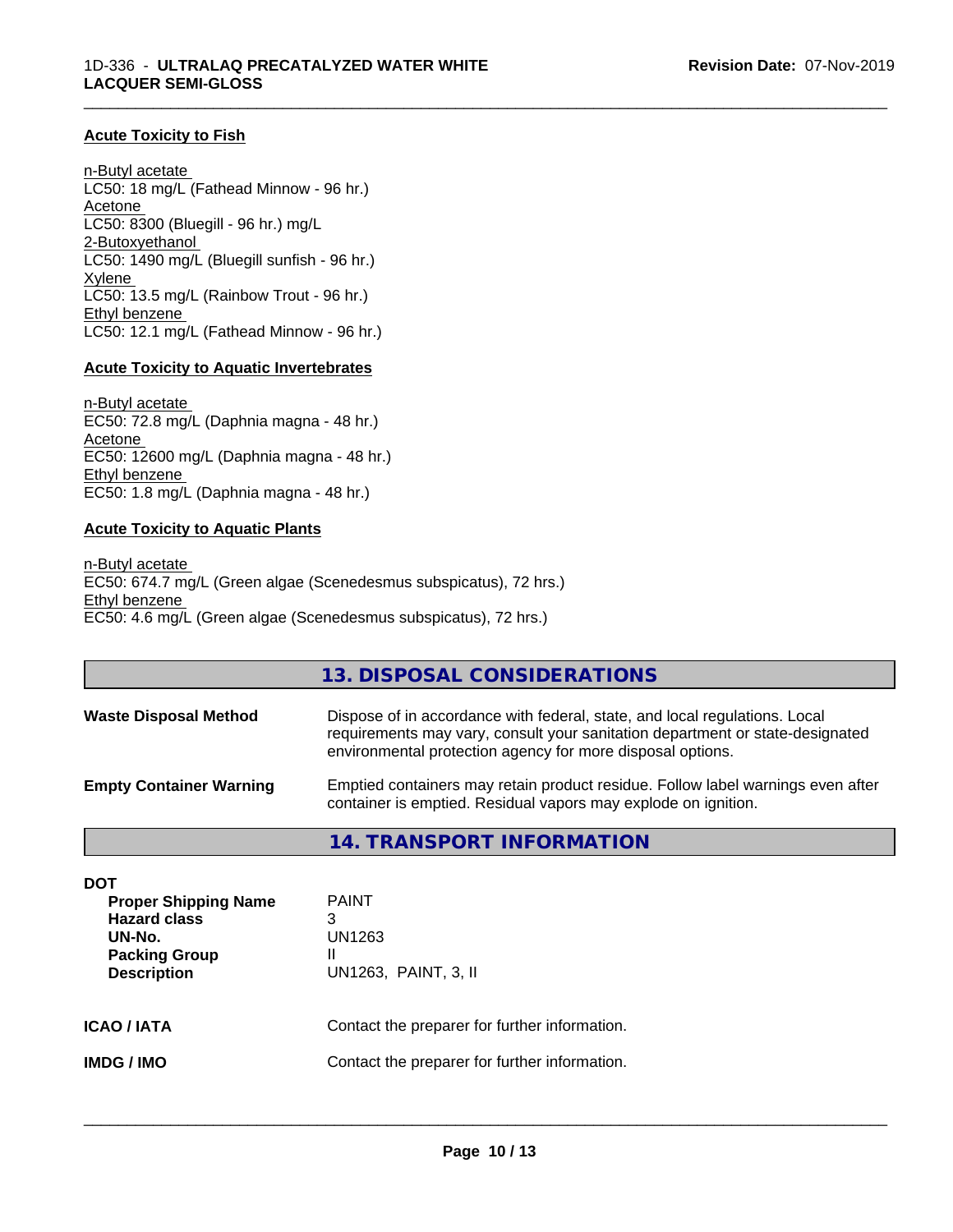### Acute Toxicity to Fish

n-Butyl acetate
LC50: 18 mg/L (Fathead Minnow - 96 hr.)
Acetone
LC50: 8300 (Bluegill - 96 hr.) mg/L
2-Butoxyethanol
LC50: 1490 mg/L (Bluegill sunfish - 96 hr.)
Xylene
LC50: 13.5 mg/L (Rainbow Trout - 96 hr.)
Ethyl benzene
LC50: 12.1 mg/L (Fathead Minnow - 96 hr.)

### Acute Toxicity to Aquatic Invertebrates

n-Butyl acetate
EC50: 72.8 mg/L (Daphnia magna - 48 hr.)
Acetone
EC50: 12600 mg/L (Daphnia magna - 48 hr.)
Ethyl benzene
EC50: 1.8 mg/L (Daphnia magna - 48 hr.)

### Acute Toxicity to Aquatic Plants

n-Butyl acetate
EC50: 674.7 mg/L (Green algae (Scenedesmus subspicatus), 72 hrs.)
Ethyl benzene
EC50: 4.6 mg/L (Green algae (Scenedesmus subspicatus), 72 hrs.)

## 13. DISPOSAL CONSIDERATIONS

**Waste Disposal Method**
Dispose of in accordance with federal, state, and local regulations. Local requirements may vary, consult your sanitation department or state-designated environmental protection agency for more disposal options.

**Empty Container Warning**
Emptied containers may retain product residue. Follow label warnings even after container is emptied. Residual vapors may explode on ignition.

## 14. TRANSPORT INFORMATION

**DOT**

| | |
|---|---|
| **Proper Shipping Name** | PAINT |
| **Hazard class** | 3 |
| **UN-No.** | UN1263 |
| **Packing Group** | II |
| **Description** | UN1263, PAINT, 3, II |

**ICAO / IATA** Contact the preparer for further information.

**IMDG / IMO** Contact the preparer for further information.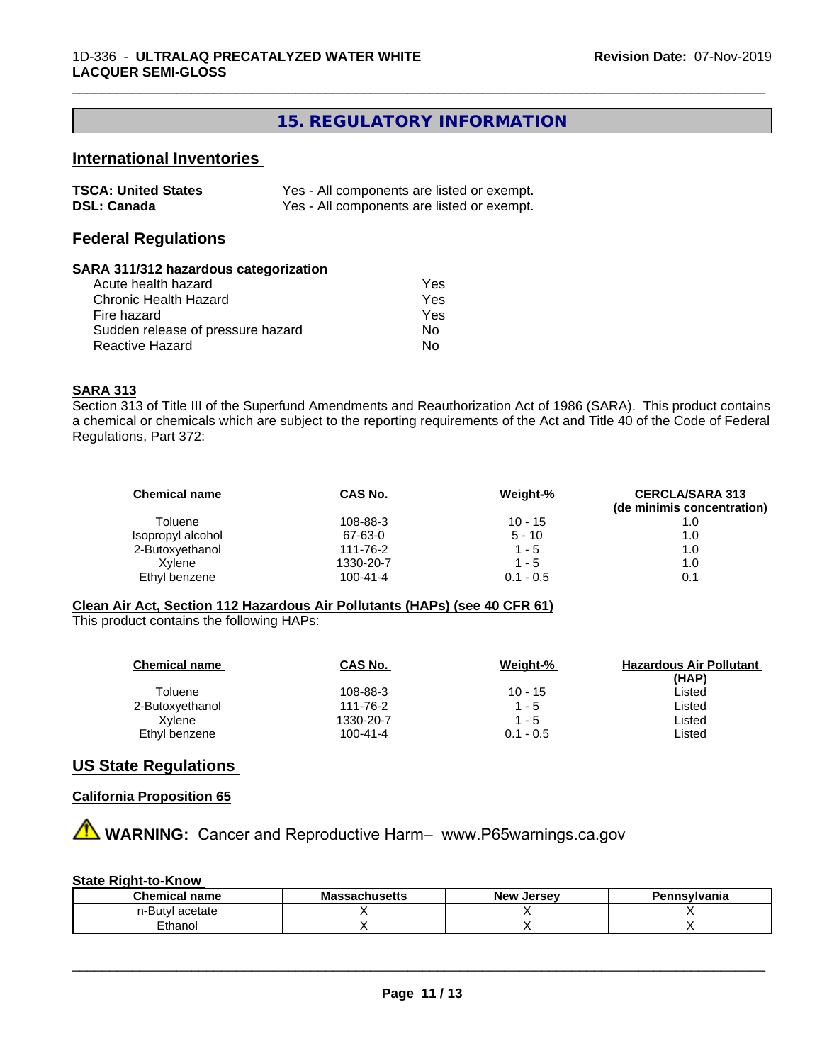## 15. REGULATORY INFORMATION

### International Inventories

| | |
|---|---|
| **TSCA: United States** | Yes - All components are listed or exempt. |
| **DSL: Canada** | Yes - All components are listed or exempt. |

### Federal Regulations

**SARA 311/312 hazardous categorization**

| | |
|---|---|
| Acute health hazard | Yes |
| Chronic Health Hazard | Yes |
| Fire hazard | Yes |
| Sudden release of pressure hazard | No |
| Reactive Hazard | No |

**SARA 313**

Section 313 of Title III of the Superfund Amendments and Reauthorization Act of 1986 (SARA). This product contains a chemical or chemicals which are subject to the reporting requirements of the Act and Title 40 of the Code of Federal Regulations, Part 372:

| Chemical name | CAS No. | Weight-% | CERCLA/SARA 313 (de minimis concentration) |
|---|---|---|---|
| Toluene | 108-88-3 | 10 - 15 | 1.0 |
| Isopropyl alcohol | 67-63-0 | 5 - 10 | 1.0 |
| 2-Butoxyethanol | 111-76-2 | 1 - 5 | 1.0 |
| Xylene | 1330-20-7 | 1 - 5 | 1.0 |
| Ethyl benzene | 100-41-4 | 0.1 - 0.5 | 0.1 |

**Clean Air Act, Section 112 Hazardous Air Pollutants (HAPs) (see 40 CFR 61)**

This product contains the following HAPs:

| Chemical name | CAS No. | Weight-% | Hazardous Air Pollutant (HAP) |
|---|---|---|---|
| Toluene | 108-88-3 | 10 - 15 | Listed |
| 2-Butoxyethanol | 111-76-2 | 1 - 5 | Listed |
| Xylene | 1330-20-7 | 1 - 5 | Listed |
| Ethyl benzene | 100-41-4 | 0.1 - 0.5 | Listed |

### US State Regulations

**California Proposition 65**

⚠ **WARNING:** Cancer and Reproductive Harm– www.P65warnings.ca.gov

**State Right-to-Know**

| Chemical name | Massachusetts | New Jersey | Pennsylvania |
|---|---|---|---|
| n-Butyl acetate | X | X | X |
| Ethanol | X | X | X |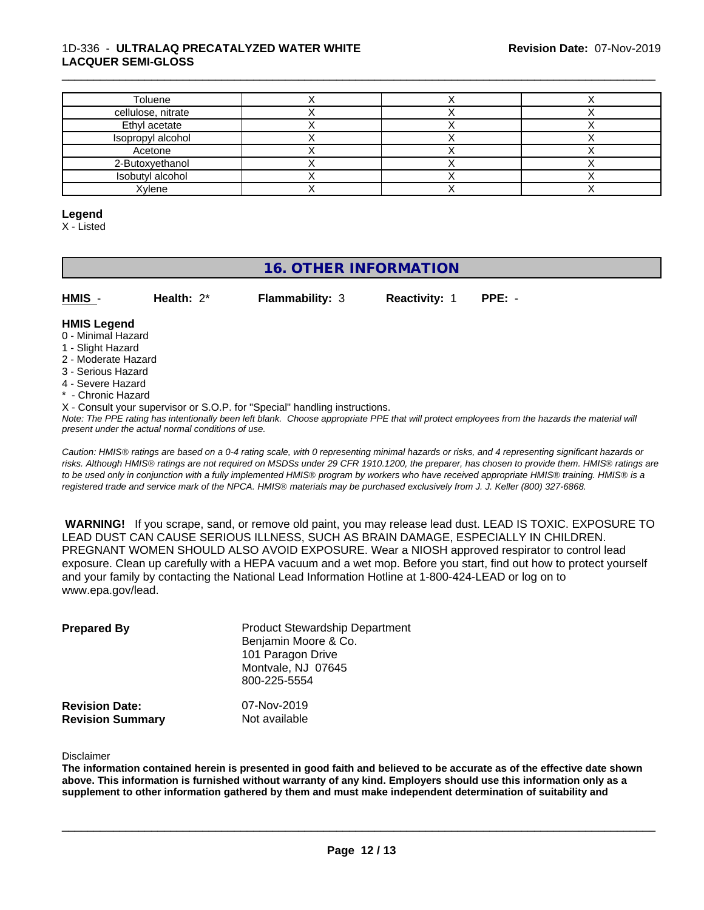| | | | |
|---|---|---|---|
| Toluene | X | X | X |
| cellulose, nitrate | X | X | X |
| Ethyl acetate | X | X | X |
| Isopropyl alcohol | X | X | X |
| Acetone | X | X | X |
| 2-Butoxyethanol | X | X | X |
| Isobutyl alcohol | X | X | X |
| Xylene | X | X | X |

**Legend**

X - Listed

## 16. OTHER INFORMATION

**HMIS** - **Health:** 2* **Flammability:** 3 **Reactivity:** 1 **PPE:** -

**HMIS Legend**

0 - Minimal Hazard
1 - Slight Hazard
2 - Moderate Hazard
3 - Serious Hazard
4 - Severe Hazard
* - Chronic Hazard
X - Consult your supervisor or S.O.P. for "Special" handling instructions.

*Note: The PPE rating has intentionally been left blank. Choose appropriate PPE that will protect employees from the hazards the material will present under the actual normal conditions of use.*

*Caution: HMIS® ratings are based on a 0-4 rating scale, with 0 representing minimal hazards or risks, and 4 representing significant hazards or risks. Although HMIS® ratings are not required on MSDSs under 29 CFR 1910.1200, the preparer, has chosen to provide them. HMIS® ratings are to be used only in conjunction with a fully implemented HMIS® program by workers who have received appropriate HMIS® training. HMIS® is a registered trade and service mark of the NPCA. HMIS® materials may be purchased exclusively from J. J. Keller (800) 327-6868.*

**WARNING!** If you scrape, sand, or remove old paint, you may release lead dust. LEAD IS TOXIC. EXPOSURE TO LEAD DUST CAN CAUSE SERIOUS ILLNESS, SUCH AS BRAIN DAMAGE, ESPECIALLY IN CHILDREN. PREGNANT WOMEN SHOULD ALSO AVOID EXPOSURE. Wear a NIOSH approved respirator to control lead exposure. Clean up carefully with a HEPA vacuum and a wet mop. Before you start, find out how to protect yourself and your family by contacting the National Lead Information Hotline at 1-800-424-LEAD or log on to www.epa.gov/lead.

**Prepared By**

Product Stewardship Department
Benjamin Moore & Co.
101 Paragon Drive
Montvale, NJ 07645
800-225-5554

**Revision Date:** 07-Nov-2019
**Revision Summary** Not available

Disclaimer

**The information contained herein is presented in good faith and believed to be accurate as of the effective date shown above. This information is furnished without warranty of any kind. Employers should use this information only as a supplement to other information gathered by them and must make independent determination of suitability and**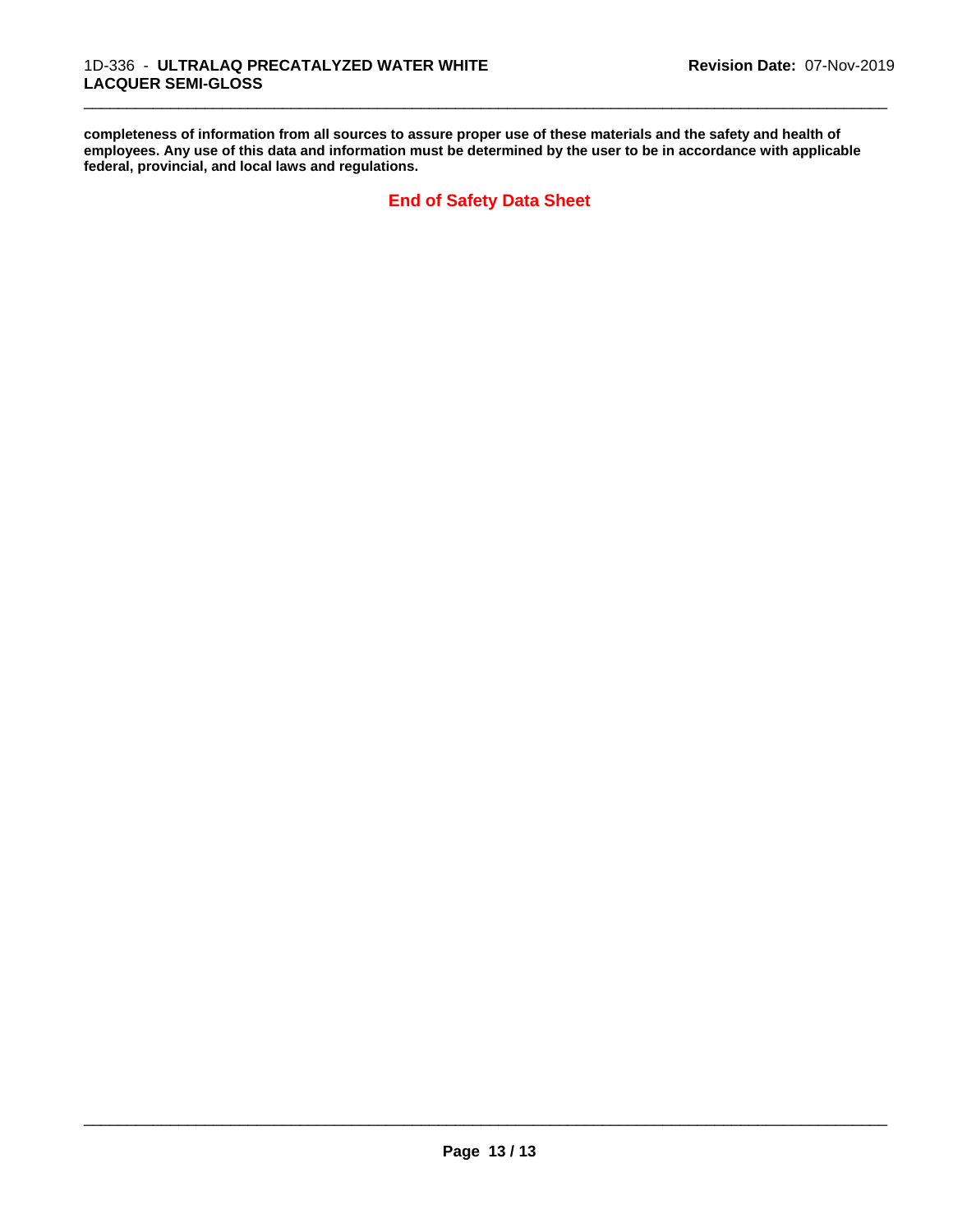**completeness of information from all sources to assure proper use of these materials and the safety and health of employees. Any use of this data and information must be determined by the user to be in accordance with applicable federal, provincial, and local laws and regulations.**

**End of Safety Data Sheet**